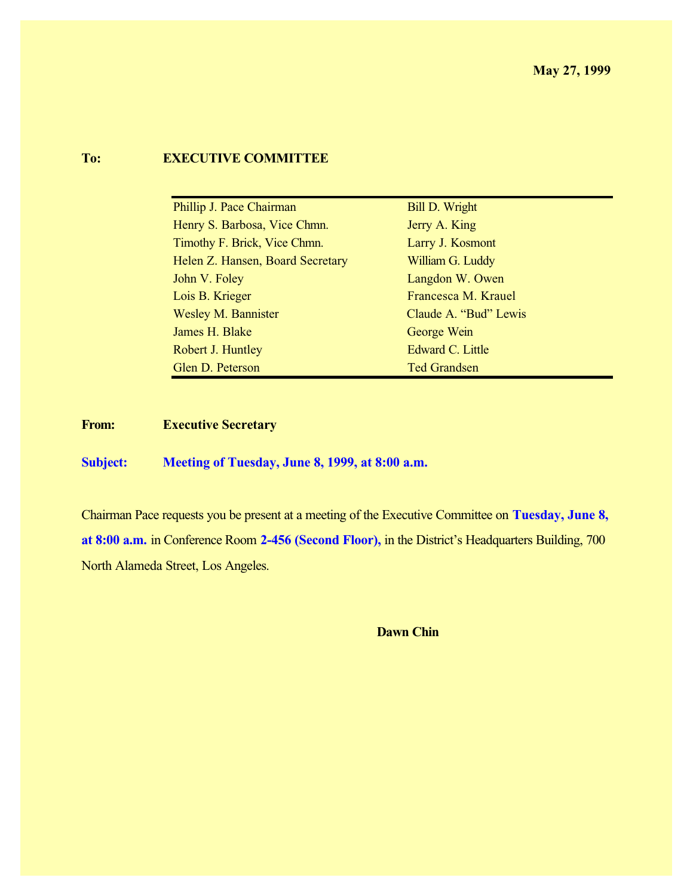**May 27, 1999**

**To:** **EXECUTIVE COMMITTEE**

| | |
|---|---|
| Phillip J. Pace Chairman | Bill D. Wright |
| Henry S. Barbosa, Vice Chmn. | Jerry A. King |
| Timothy F. Brick, Vice Chmn. | Larry J. Kosmont |
| Helen Z. Hansen, Board Secretary | William G. Luddy |
| John V. Foley | Langdon W. Owen |
| Lois B. Krieger | Francesca M. Krauel |
| Wesley M. Bannister | Claude A. "Bud" Lewis |
| James H. Blake | George Wein |
| Robert J. Huntley | Edward C. Little |
| Glen D. Peterson | Ted Grandsen |

**From:** **Executive Secretary**

**Subject:** **Meeting of Tuesday, June 8, 1999, at 8:00 a.m.**

Chairman Pace requests you be present at a meeting of the Executive Committee on **Tuesday, June 8, at 8:00 a.m.** in Conference Room **2-456 (Second Floor),** in the District's Headquarters Building, 700 North Alameda Street, Los Angeles.

**Dawn Chin**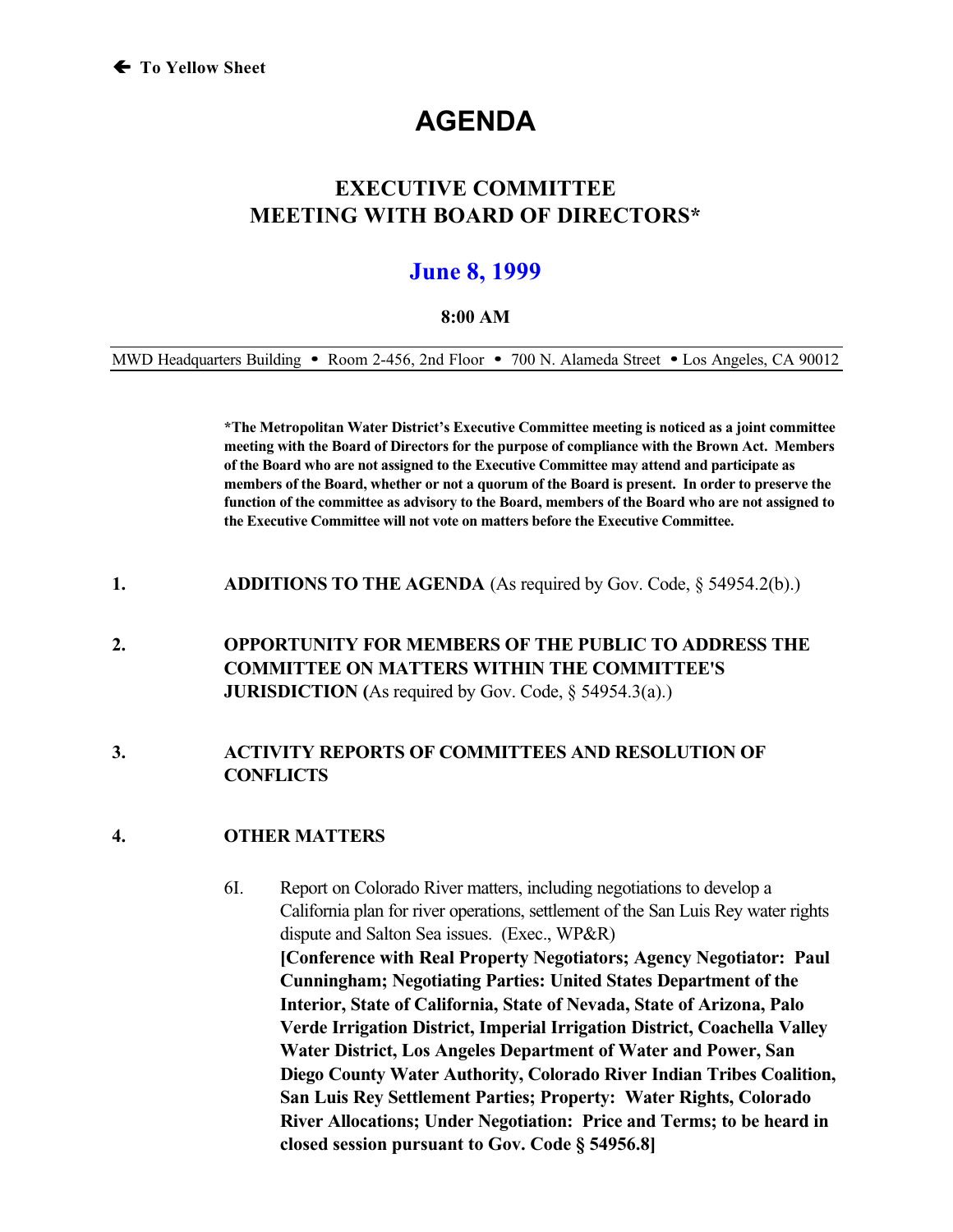🡐 To Yellow Sheet

# AGENDA

## EXECUTIVE COMMITTEE
## MEETING WITH BOARD OF DIRECTORS*

## June 8, 1999

**8:00 AM**

MWD Headquarters Building • Room 2-456, 2nd Floor • 700 N. Alameda Street • Los Angeles, CA 90012

**\*The Metropolitan Water District's Executive Committee meeting is noticed as a joint committee meeting with the Board of Directors for the purpose of compliance with the Brown Act. Members of the Board who are not assigned to the Executive Committee may attend and participate as members of the Board, whether or not a quorum of the Board is present. In order to preserve the function of the committee as advisory to the Board, members of the Board who are not assigned to the Executive Committee will not vote on matters before the Executive Committee.**

1. **ADDITIONS TO THE AGENDA** (As required by Gov. Code, § 54954.2(b).)

2. **OPPORTUNITY FOR MEMBERS OF THE PUBLIC TO ADDRESS THE COMMITTEE ON MATTERS WITHIN THE COMMITTEE'S JURISDICTION (**As required by Gov. Code, § 54954.3(a).)

3. **ACTIVITY REPORTS OF COMMITTEES AND RESOLUTION OF CONFLICTS**

4. **OTHER MATTERS**

   6I. Report on Colorado River matters, including negotiations to develop a California plan for river operations, settlement of the San Luis Rey water rights dispute and Salton Sea issues. (Exec., WP&R)
   **[Conference with Real Property Negotiators; Agency Negotiator: Paul Cunningham; Negotiating Parties: United States Department of the Interior, State of California, State of Nevada, State of Arizona, Palo Verde Irrigation District, Imperial Irrigation District, Coachella Valley Water District, Los Angeles Department of Water and Power, San Diego County Water Authority, Colorado River Indian Tribes Coalition, San Luis Rey Settlement Parties; Property: Water Rights, Colorado River Allocations; Under Negotiation: Price and Terms; to be heard in closed session pursuant to Gov. Code § 54956.8]**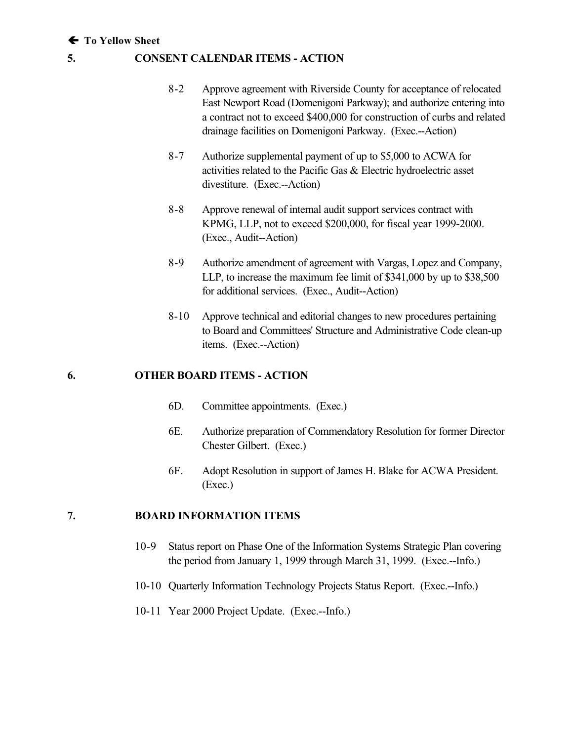🡐 **To Yellow Sheet**

## 5. CONSENT CALENDAR ITEMS - ACTION

8-2 Approve agreement with Riverside County for acceptance of relocated East Newport Road (Domenigoni Parkway); and authorize entering into a contract not to exceed $400,000 for construction of curbs and related drainage facilities on Domenigoni Parkway. (Exec.--Action)

8-7 Authorize supplemental payment of up to $5,000 to ACWA for activities related to the Pacific Gas & Electric hydroelectric asset divestiture. (Exec.--Action)

8-8 Approve renewal of internal audit support services contract with KPMG, LLP, not to exceed $200,000, for fiscal year 1999-2000. (Exec., Audit--Action)

8-9 Authorize amendment of agreement with Vargas, Lopez and Company, LLP, to increase the maximum fee limit of $341,000 by up to $38,500 for additional services. (Exec., Audit--Action)

8-10 Approve technical and editorial changes to new procedures pertaining to Board and Committees' Structure and Administrative Code clean-up items. (Exec.--Action)

## 6. OTHER BOARD ITEMS - ACTION

6D. Committee appointments. (Exec.)

6E. Authorize preparation of Commendatory Resolution for former Director Chester Gilbert. (Exec.)

6F. Adopt Resolution in support of James H. Blake for ACWA President. (Exec.)

## 7. BOARD INFORMATION ITEMS

10-9 Status report on Phase One of the Information Systems Strategic Plan covering the period from January 1, 1999 through March 31, 1999. (Exec.--Info.)

10-10 Quarterly Information Technology Projects Status Report. (Exec.--Info.)

10-11 Year 2000 Project Update. (Exec.--Info.)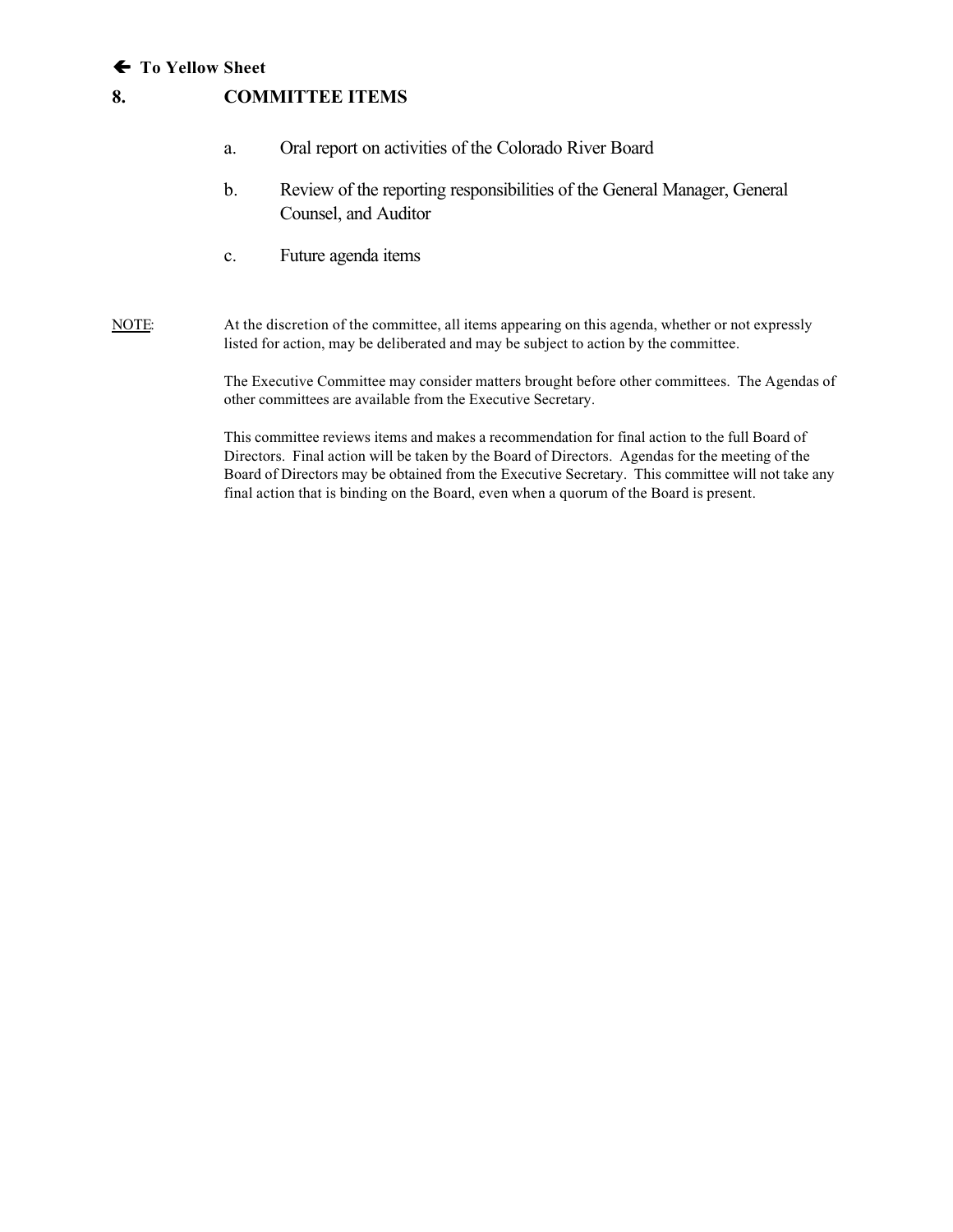🡐 **To Yellow Sheet**

## 8. COMMITTEE ITEMS

a. Oral report on activities of the Colorado River Board

b. Review of the reporting responsibilities of the General Manager, General Counsel, and Auditor

c. Future agenda items

NOTE: At the discretion of the committee, all items appearing on this agenda, whether or not expressly listed for action, may be deliberated and may be subject to action by the committee.

The Executive Committee may consider matters brought before other committees. The Agendas of other committees are available from the Executive Secretary.

This committee reviews items and makes a recommendation for final action to the full Board of Directors. Final action will be taken by the Board of Directors. Agendas for the meeting of the Board of Directors may be obtained from the Executive Secretary. This committee will not take any final action that is binding on the Board, even when a quorum of the Board is present.